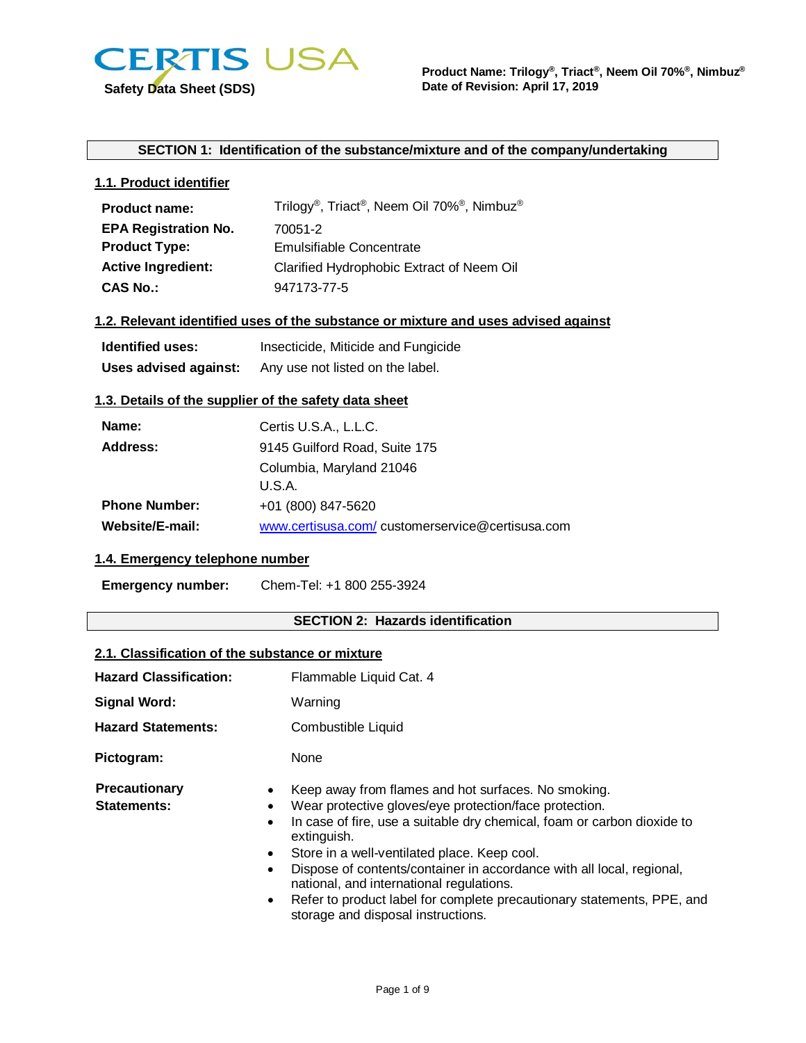# CERTIS USA

**Safety Data Sheet (SDS)**

**Product Name: Trilogy®, Triact®, Neem Oil 70%®, Nimbuz®**
**Date of Revision: April 17, 2019**

## SECTION 1: Identification of the substance/mixture and of the company/undertaking

### 1.1. Product identifier

| | |
|---|---|
| **Product name:** | Trilogy®, Triact®, Neem Oil 70%®, Nimbuz® |
| **EPA Registration No.** | 70051-2 |
| **Product Type:** | Emulsifiable Concentrate |
| **Active Ingredient:** | Clarified Hydrophobic Extract of Neem Oil |
| **CAS No.:** | 947173-77-5 |

### 1.2. Relevant identified uses of the substance or mixture and uses advised against

| | |
|---|---|
| **Identified uses:** | Insecticide, Miticide and Fungicide |
| **Uses advised against:** | Any use not listed on the label. |

### 1.3. Details of the supplier of the safety data sheet

| | |
|---|---|
| **Name:** | Certis U.S.A., L.L.C. |
| **Address:** | 9145 Guilford Road, Suite 175<br>Columbia, Maryland 21046<br>U.S.A. |
| **Phone Number:** | +01 (800) 847-5620 |
| **Website/E-mail:** | www.certisusa.com/ customerservice@certisusa.com |

### 1.4. Emergency telephone number

**Emergency number:** Chem-Tel: +1 800 255-3924

## SECTION 2: Hazards identification

### 2.1. Classification of the substance or mixture

| | |
|---|---|
| **Hazard Classification:** | Flammable Liquid Cat. 4 |
| **Signal Word:** | Warning |
| **Hazard Statements:** | Combustible Liquid |
| **Pictogram:** | None |

**Precautionary Statements:**

- Keep away from flames and hot surfaces. No smoking.
- Wear protective gloves/eye protection/face protection.
- In case of fire, use a suitable dry chemical, foam or carbon dioxide to extinguish.
- Store in a well-ventilated place. Keep cool.
- Dispose of contents/container in accordance with all local, regional, national, and international regulations.
- Refer to product label for complete precautionary statements, PPE, and storage and disposal instructions.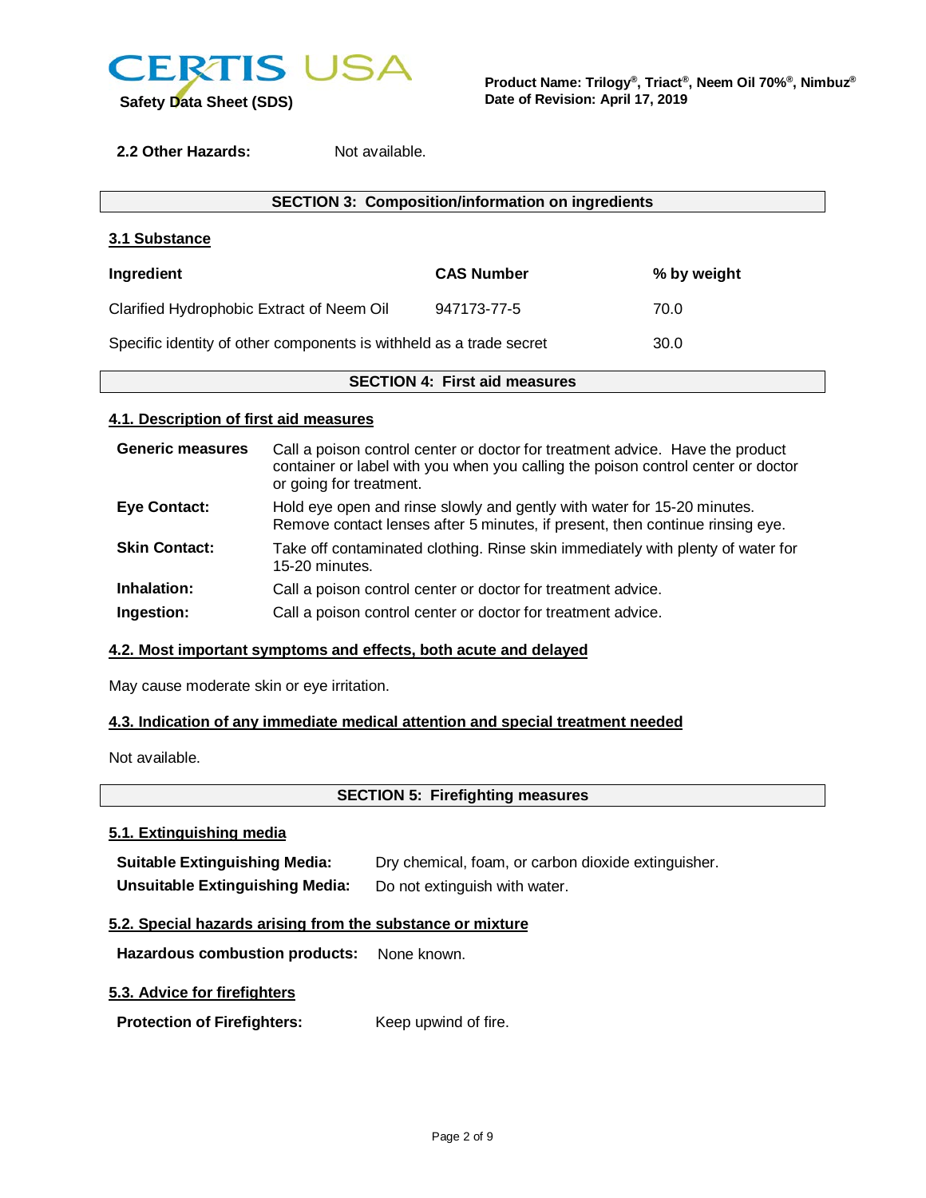**2.2 Other Hazards:** Not available.

## SECTION 3: Composition/information on ingredients

### 3.1 Substance

| Ingredient | CAS Number | % by weight |
| --- | --- | --- |
| Clarified Hydrophobic Extract of Neem Oil | 947173-77-5 | 70.0 |
| Specific identity of other components is withheld as a trade secret | | 30.0 |

## SECTION 4: First aid measures

### 4.1. Description of first aid measures

| | |
| --- | --- |
| **Generic measures** | Call a poison control center or doctor for treatment advice. Have the product container or label with you when you calling the poison control center or doctor or going for treatment. |
| **Eye Contact:** | Hold eye open and rinse slowly and gently with water for 15-20 minutes. Remove contact lenses after 5 minutes, if present, then continue rinsing eye. |
| **Skin Contact:** | Take off contaminated clothing. Rinse skin immediately with plenty of water for 15-20 minutes. |
| **Inhalation:** | Call a poison control center or doctor for treatment advice. |
| **Ingestion:** | Call a poison control center or doctor for treatment advice. |

### 4.2. Most important symptoms and effects, both acute and delayed

May cause moderate skin or eye irritation.

### 4.3. Indication of any immediate medical attention and special treatment needed

Not available.

## SECTION 5: Firefighting measures

### 5.1. Extinguishing media

**Suitable Extinguishing Media:** Dry chemical, foam, or carbon dioxide extinguisher.

**Unsuitable Extinguishing Media:** Do not extinguish with water.

### 5.2. Special hazards arising from the substance or mixture

**Hazardous combustion products:** None known.

### 5.3. Advice for firefighters

**Protection of Firefighters:** Keep upwind of fire.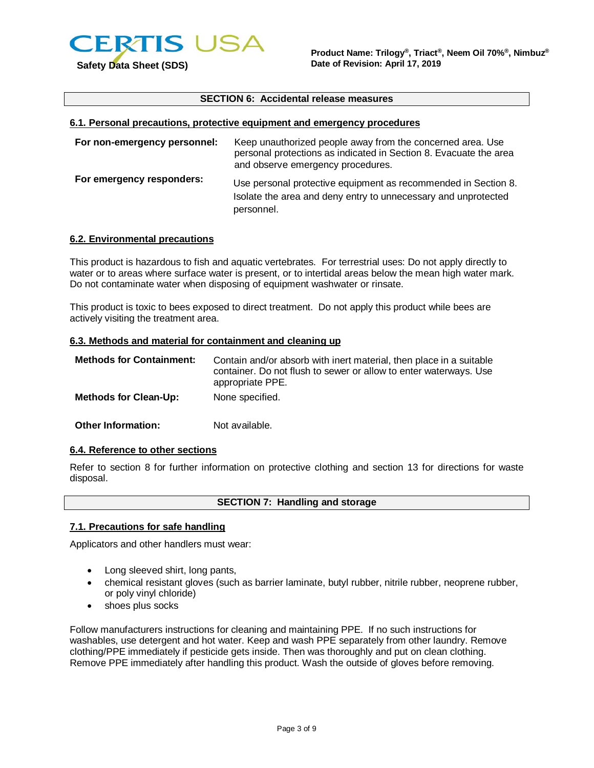## SECTION 6: Accidental release measures

### 6.1. Personal precautions, protective equipment and emergency procedures

| | |
|---|---|
| **For non-emergency personnel:** | Keep unauthorized people away from the concerned area. Use personal protections as indicated in Section 8. Evacuate the area and observe emergency procedures. |
| **For emergency responders:** | Use personal protective equipment as recommended in Section 8. Isolate the area and deny entry to unnecessary and unprotected personnel. |

### 6.2. Environmental precautions

This product is hazardous to fish and aquatic vertebrates. For terrestrial uses: Do not apply directly to water or to areas where surface water is present, or to intertidal areas below the mean high water mark. Do not contaminate water when disposing of equipment washwater or rinsate.

This product is toxic to bees exposed to direct treatment. Do not apply this product while bees are actively visiting the treatment area.

### 6.3. Methods and material for containment and cleaning up

| | |
|---|---|
| **Methods for Containment:** | Contain and/or absorb with inert material, then place in a suitable container. Do not flush to sewer or allow to enter waterways. Use appropriate PPE. |
| **Methods for Clean-Up:** | None specified. |
| **Other Information:** | Not available. |

### 6.4. Reference to other sections

Refer to section 8 for further information on protective clothing and section 13 for directions for waste disposal.

## SECTION 7: Handling and storage

### 7.1. Precautions for safe handling

Applicators and other handlers must wear:

- Long sleeved shirt, long pants,
- chemical resistant gloves (such as barrier laminate, butyl rubber, nitrile rubber, neoprene rubber, or poly vinyl chloride)
- shoes plus socks

Follow manufacturers instructions for cleaning and maintaining PPE. If no such instructions for washables, use detergent and hot water. Keep and wash PPE separately from other laundry. Remove clothing/PPE immediately if pesticide gets inside. Then was thoroughly and put on clean clothing. Remove PPE immediately after handling this product. Wash the outside of gloves before removing.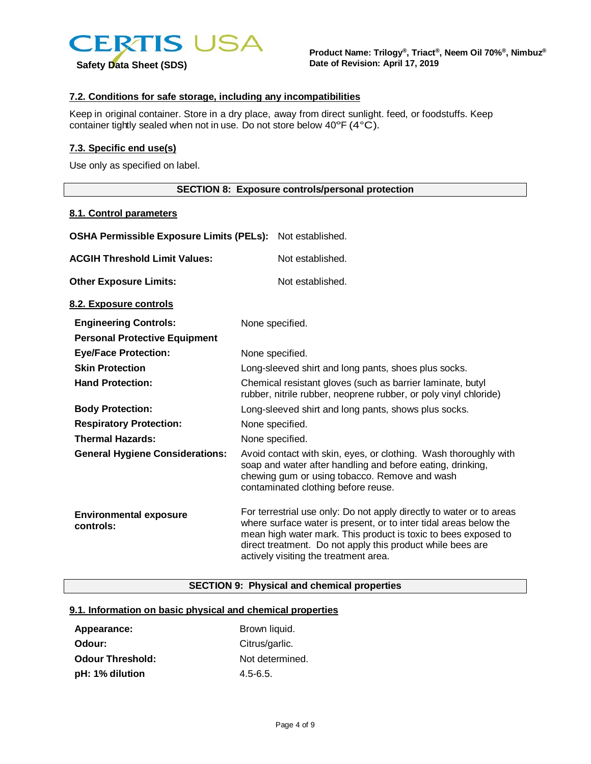### 7.2. Conditions for safe storage, including any incompatibilities

Keep in original container. Store in a dry place, away from direct sunlight. feed, or foodstuffs. Keep container tightly sealed when not in use. Do not store below 40°F (4°C).

### 7.3. Specific end use(s)

Use only as specified on label.

## SECTION 8: Exposure controls/personal protection

### 8.1. Control parameters

**OSHA Permissible Exposure Limits (PELs):** Not established.

**ACGIH Threshold Limit Values:** Not established.

**Other Exposure Limits:** Not established.

### 8.2. Exposure controls

| | |
|---|---|
| **Engineering Controls:** | None specified. |
| **Personal Protective Equipment** | |
| **Eye/Face Protection:** | None specified. |
| **Skin Protection** | Long-sleeved shirt and long pants, shoes plus socks. |
| **Hand Protection:** | Chemical resistant gloves (such as barrier laminate, butyl rubber, nitrile rubber, neoprene rubber, or poly vinyl chloride) |
| **Body Protection:** | Long-sleeved shirt and long pants, shows plus socks. |
| **Respiratory Protection:** | None specified. |
| **Thermal Hazards:** | None specified. |
| **General Hygiene Considerations:** | Avoid contact with skin, eyes, or clothing. Wash thoroughly with soap and water after handling and before eating, drinking, chewing gum or using tobacco. Remove and wash contaminated clothing before reuse. |
| **Environmental exposure controls:** | For terrestrial use only: Do not apply directly to water or to areas where surface water is present, or to inter tidal areas below the mean high water mark. This product is toxic to bees exposed to direct treatment. Do not apply this product while bees are actively visiting the treatment area. |

## SECTION 9: Physical and chemical properties

### 9.1. Information on basic physical and chemical properties

| | |
|---|---|
| **Appearance:** | Brown liquid. |
| **Odour:** | Citrus/garlic. |
| **Odour Threshold:** | Not determined. |
| **pH: 1% dilution** | 4.5-6.5. |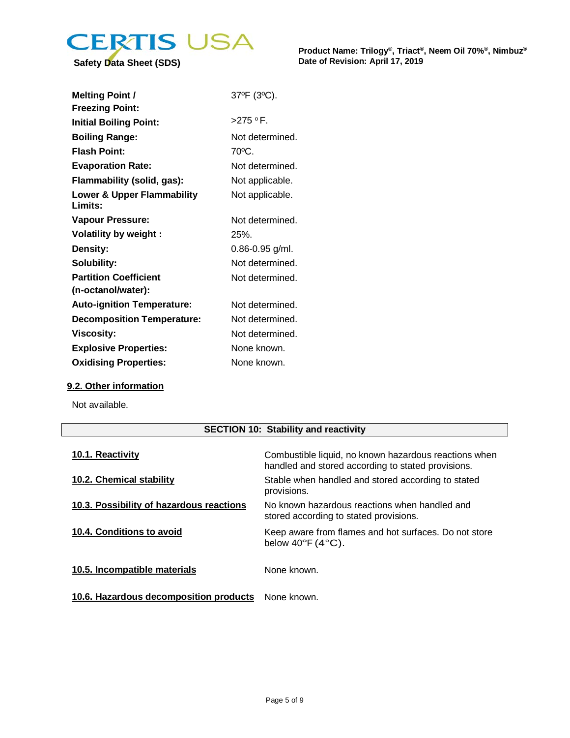| | |
|---|---|
| **Melting Point / Freezing Point:** | 37ºF (3ºC). |
| **Initial Boiling Point:** | >275 °F. |
| **Boiling Range:** | Not determined. |
| **Flash Point:** | 70ºC. |
| **Evaporation Rate:** | Not determined. |
| **Flammability (solid, gas):** | Not applicable. |
| **Lower & Upper Flammability Limits:** | Not applicable. |
| **Vapour Pressure:** | Not determined. |
| **Volatility by weight :** | 25%. |
| **Density:** | 0.86-0.95 g/ml. |
| **Solubility:** | Not determined. |
| **Partition Coefficient (n-octanol/water):** | Not determined. |
| **Auto-ignition Temperature:** | Not determined. |
| **Decomposition Temperature:** | Not determined. |
| **Viscosity:** | Not determined. |
| **Explosive Properties:** | None known. |
| **Oxidising Properties:** | None known. |

### 9.2. Other information

Not available.

## SECTION 10: Stability and reactivity

| | |
|---|---|
| **10.1. Reactivity** | Combustible liquid, no known hazardous reactions when handled and stored according to stated provisions. |
| **10.2. Chemical stability** | Stable when handled and stored according to stated provisions. |
| **10.3. Possibility of hazardous reactions** | No known hazardous reactions when handled and stored according to stated provisions. |
| **10.4. Conditions to avoid** | Keep aware from flames and hot surfaces. Do not store below 40°F (4°C). |
| **10.5. Incompatible materials** | None known. |
| **10.6. Hazardous decomposition products** | None known. |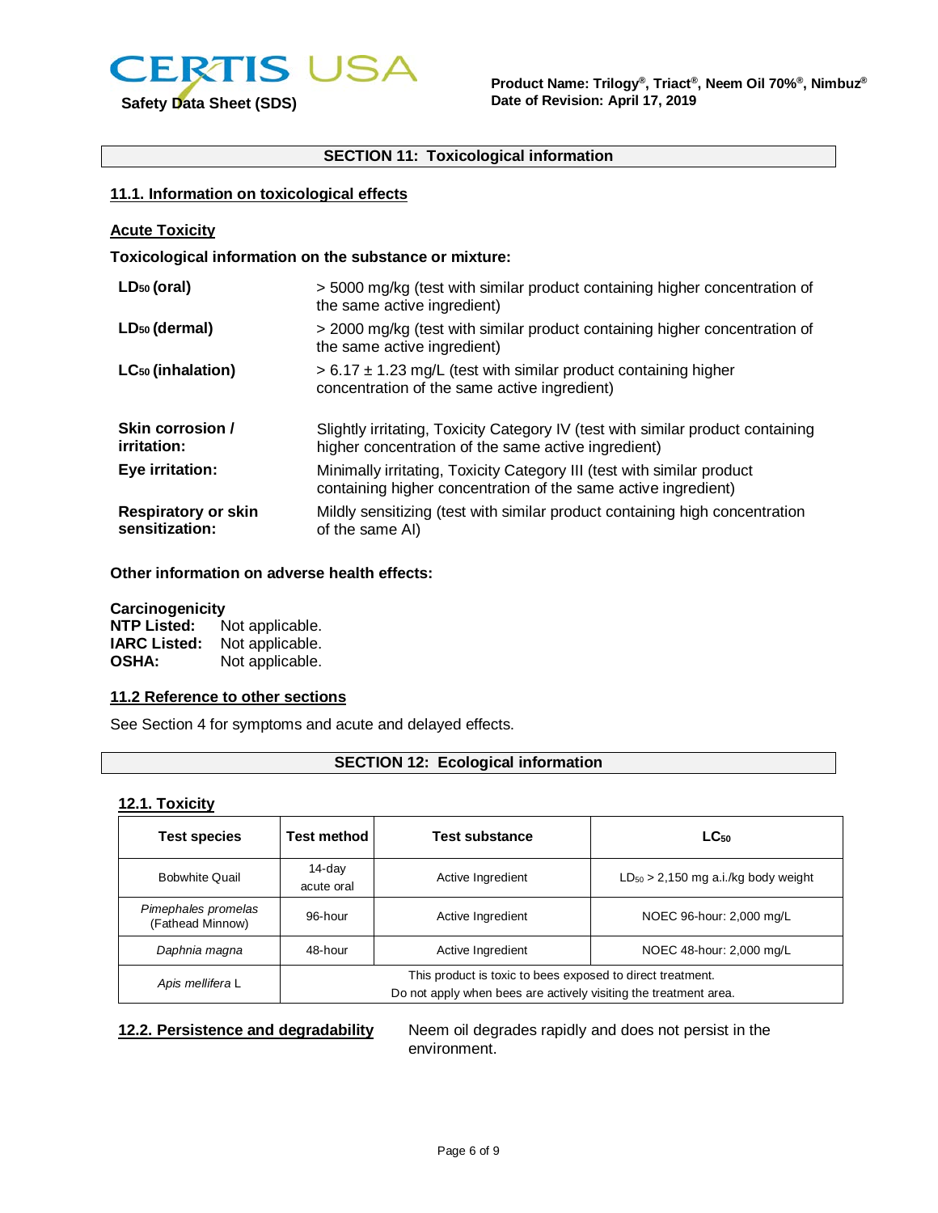## SECTION 11: Toxicological information

### 11.1. Information on toxicological effects

**Acute Toxicity**

**Toxicological information on the substance or mixture:**

| | |
|---|---|
| **$LD_{50}$ (oral)** | > 5000 mg/kg (test with similar product containing higher concentration of the same active ingredient) |
| **$LD_{50}$ (dermal)** | > 2000 mg/kg (test with similar product containing higher concentration of the same active ingredient) |
| **$LC_{50}$ (inhalation)** | > 6.17 ± 1.23 mg/L (test with similar product containing higher concentration of the same active ingredient) |
| **Skin corrosion / irritation:** | Slightly irritating, Toxicity Category IV (test with similar product containing higher concentration of the same active ingredient) |
| **Eye irritation:** | Minimally irritating, Toxicity Category III (test with similar product containing higher concentration of the same active ingredient) |
| **Respiratory or skin sensitization:** | Mildly sensitizing (test with similar product containing high concentration of the same AI) |

**Other information on adverse health effects:**

**Carcinogenicity**
**NTP Listed:** Not applicable.
**IARC Listed:** Not applicable.
**OSHA:** Not applicable.

### 11.2 Reference to other sections

See Section 4 for symptoms and acute and delayed effects.

## SECTION 12: Ecological information

### 12.1. Toxicity

| Test species | Test method | Test substance | $LC_{50}$ |
|---|---|---|---|
| Bobwhite Quail | 14-day acute oral | Active Ingredient | $LD_{50}$ > 2,150 mg a.i./kg body weight |
| *Pimephales promelas* (Fathead Minnow) | 96-hour | Active Ingredient | NOEC 96-hour: 2,000 mg/L |
| *Daphnia magna* | 48-hour | Active Ingredient | NOEC 48-hour: 2,000 mg/L |
| *Apis mellifera* L | This product is toxic to bees exposed to direct treatment. Do not apply when bees are actively visiting the treatment area. | | |

### 12.2. Persistence and degradability

Neem oil degrades rapidly and does not persist in the environment.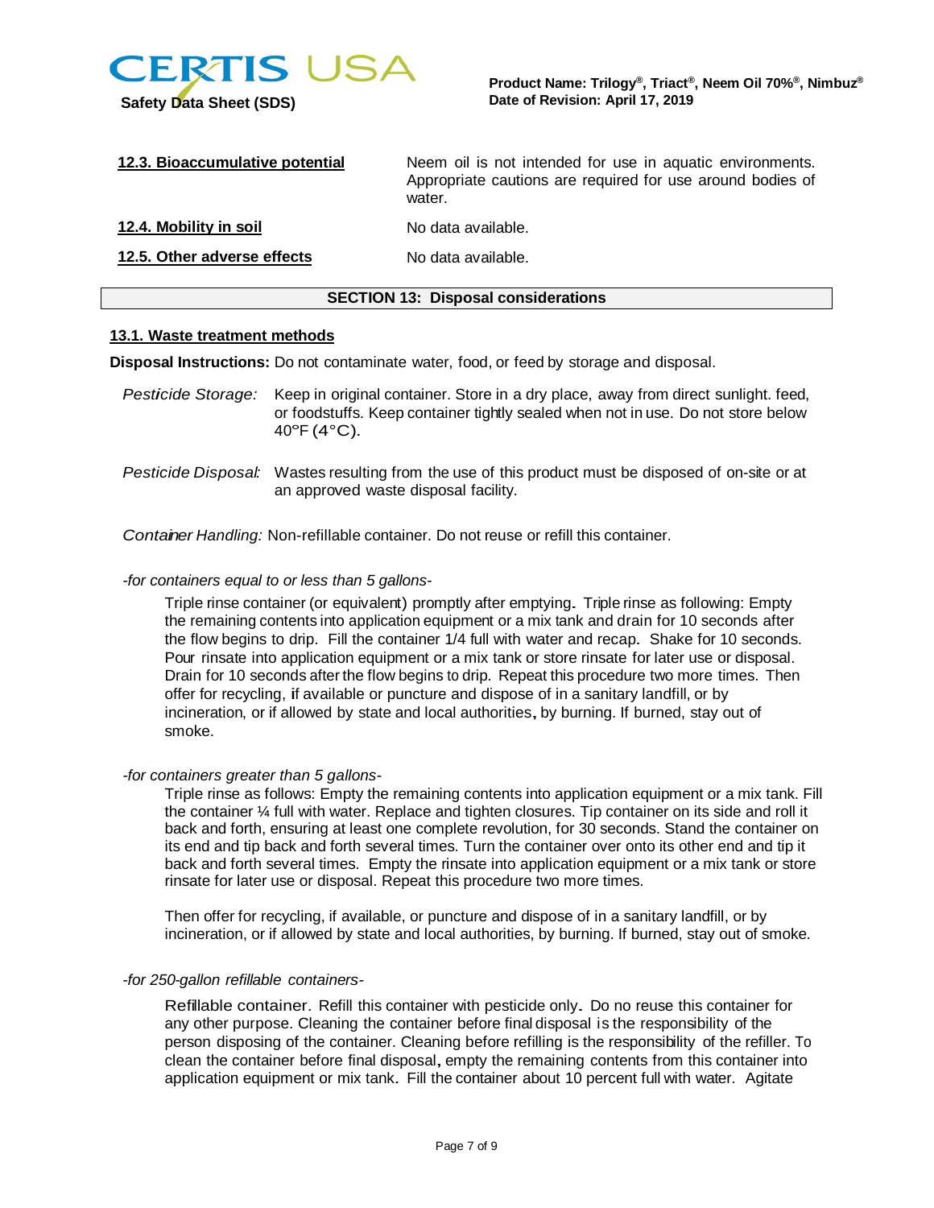**12.3. Bioaccumulative potential**

Neem oil is not intended for use in aquatic environments. Appropriate cautions are required for use around bodies of water.

**12.4. Mobility in soil**

No data available.

**12.5. Other adverse effects**

No data available.

## SECTION 13: Disposal considerations

**13.1. Waste treatment methods**

**Disposal Instructions:** Do not contaminate water, food, or feed by storage and disposal.

*Pesticide Storage:* Keep in original container. Store in a dry place, away from direct sunlight. feed, or foodstuffs. Keep container tightly sealed when not in use. Do not store below 40°F (4°C).

*Pesticide Disposal:* Wastes resulting from the use of this product must be disposed of on-site or at an approved waste disposal facility.

*Container Handling:* Non-refillable container. Do not reuse or refill this container.

*-for containers equal to or less than 5 gallons-*

Triple rinse container (or equivalent) promptly after emptying. Triple rinse as following: Empty the remaining contents into application equipment or a mix tank and drain for 10 seconds after the flow begins to drip. Fill the container 1/4 full with water and recap. Shake for 10 seconds. Pour rinsate into application equipment or a mix tank or store rinsate for later use or disposal. Drain for 10 seconds after the flow begins to drip. Repeat this procedure two more times. Then offer for recycling, if available or puncture and dispose of in a sanitary landfill, or by incineration, or if allowed by state and local authorities, by burning. If burned, stay out of smoke.

*-for containers greater than 5 gallons-*

Triple rinse as follows: Empty the remaining contents into application equipment or a mix tank. Fill the container ¼ full with water. Replace and tighten closures. Tip container on its side and roll it back and forth, ensuring at least one complete revolution, for 30 seconds. Stand the container on its end and tip back and forth several times. Turn the container over onto its other end and tip it back and forth several times. Empty the rinsate into application equipment or a mix tank or store rinsate for later use or disposal. Repeat this procedure two more times.

Then offer for recycling, if available, or puncture and dispose of in a sanitary landfill, or by incineration, or if allowed by state and local authorities, by burning. If burned, stay out of smoke.

*-for 250-gallon refillable containers-*

Refillable container. Refill this container with pesticide only. Do no reuse this container for any other purpose. Cleaning the container before final disposal is the responsibility of the person disposing of the container. Cleaning before refilling is the responsibility of the refiller. To clean the container before final disposal, empty the remaining contents from this container into application equipment or mix tank. Fill the container about 10 percent full with water. Agitate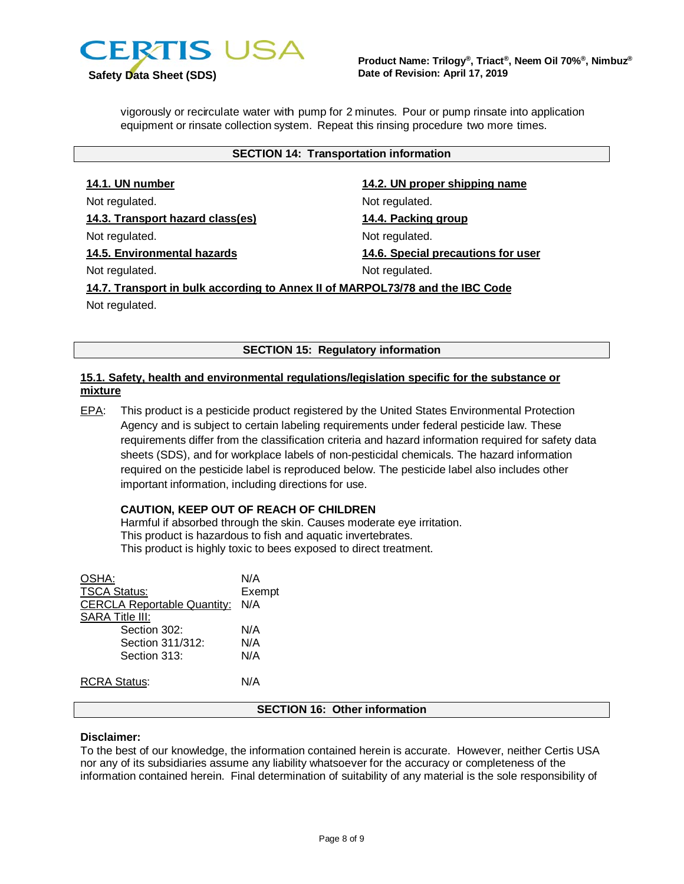vigorously or recirculate water with pump for 2 minutes. Pour or pump rinsate into application equipment or rinsate collection system. Repeat this rinsing procedure two more times.

## SECTION 14: Transportation information

**14.1. UN number**

Not regulated.

**14.2. UN proper shipping name**

Not regulated.

**14.3. Transport hazard class(es)**

Not regulated.

**14.4. Packing group**

Not regulated.

**14.5. Environmental hazards**

Not regulated.

**14.6. Special precautions for user**

Not regulated.

**14.7. Transport in bulk according to Annex II of MARPOL73/78 and the IBC Code**

Not regulated.

## SECTION 15: Regulatory information

**15.1. Safety, health and environmental regulations/legislation specific for the substance or mixture**

EPA: This product is a pesticide product registered by the United States Environmental Protection Agency and is subject to certain labeling requirements under federal pesticide law. These requirements differ from the classification criteria and hazard information required for safety data sheets (SDS), and for workplace labels of non-pesticidal chemicals. The hazard information required on the pesticide label is reproduced below. The pesticide label also includes other important information, including directions for use.

**CAUTION, KEEP OUT OF REACH OF CHILDREN**

Harmful if absorbed through the skin. Causes moderate eye irritation.
This product is hazardous to fish and aquatic invertebrates.
This product is highly toxic to bees exposed to direct treatment.

| | |
|---|---|
| OSHA: | N/A |
| TSCA Status: | Exempt |
| CERCLA Reportable Quantity: | N/A |
| SARA Title III: | |
| Section 302: | N/A |
| Section 311/312: | N/A |
| Section 313: | N/A |
| RCRA Status: | N/A |

## SECTION 16: Other information

**Disclaimer:**

To the best of our knowledge, the information contained herein is accurate. However, neither Certis USA nor any of its subsidiaries assume any liability whatsoever for the accuracy or completeness of the information contained herein. Final determination of suitability of any material is the sole responsibility of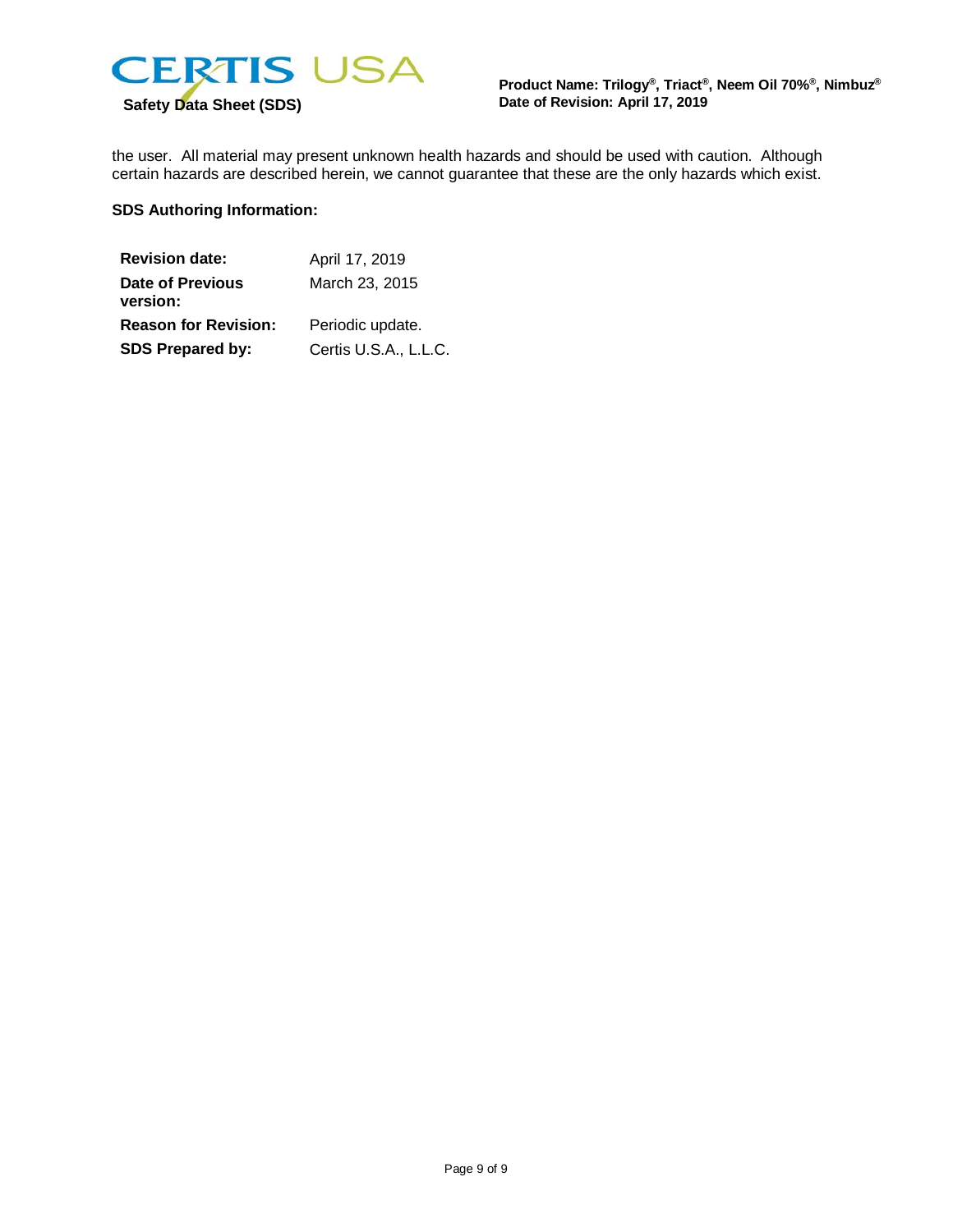the user. All material may present unknown health hazards and should be used with caution. Although certain hazards are described herein, we cannot guarantee that these are the only hazards which exist.

**SDS Authoring Information:**

| | |
|---|---|
| **Revision date:** | April 17, 2019 |
| **Date of Previous version:** | March 23, 2015 |
| **Reason for Revision:** | Periodic update. |
| **SDS Prepared by:** | Certis U.S.A., L.L.C. |